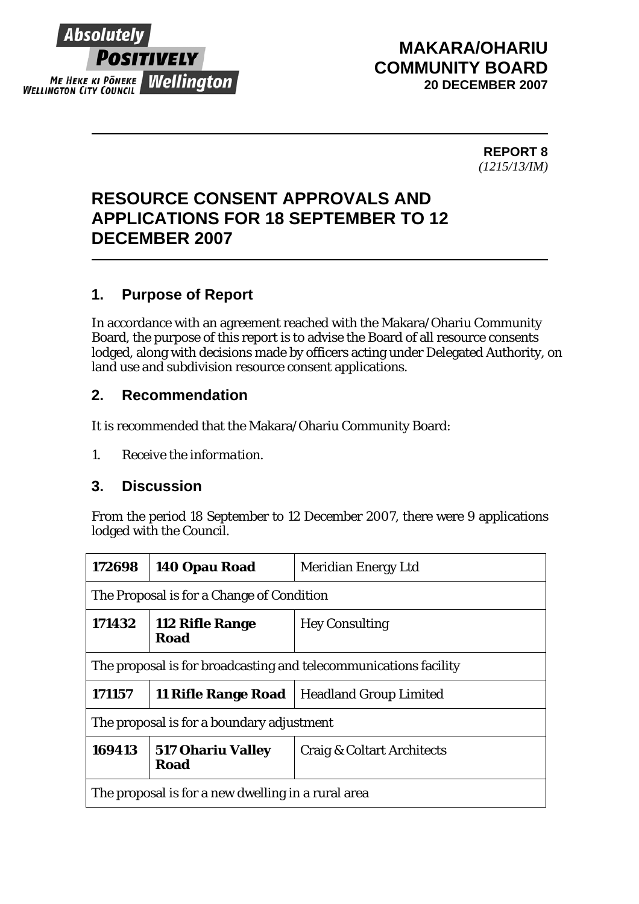**MAKARA/OHARIU COMMUNITY BOARD**
**20 DECEMBER 2007**

**REPORT 8**
*(1215/13/IM)*

# RESOURCE CONSENT APPROVALS AND APPLICATIONS FOR 18 SEPTEMBER TO 12 DECEMBER 2007

## 1. Purpose of Report

In accordance with an agreement reached with the Makara/Ohariu Community Board, the purpose of this report is to advise the Board of all resource consents lodged, along with decisions made by officers acting under Delegated Authority, on land use and subdivision resource consent applications.

## 2. Recommendation

It is recommended that the Makara/Ohariu Community Board:

1. *Receive the information.*

## 3. Discussion

From the period 18 September to 12 December 2007, there were 9 applications lodged with the Council.

| **172698** | **140 Opau Road** | Meridian Energy Ltd |
|---|---|---|
| The Proposal is for a Change of Condition | | |
| **171432** | **112 Rifle Range Road** | Hey Consulting |
| The proposal is for broadcasting and telecommunications facility | | |
| **171157** | **11 Rifle Range Road** | Headland Group Limited |
| The proposal is for a boundary adjustment | | |
| **169413** | **517 Ohariu Valley Road** | Craig & Coltart Architects |
| The proposal is for a new dwelling in a rural area | | |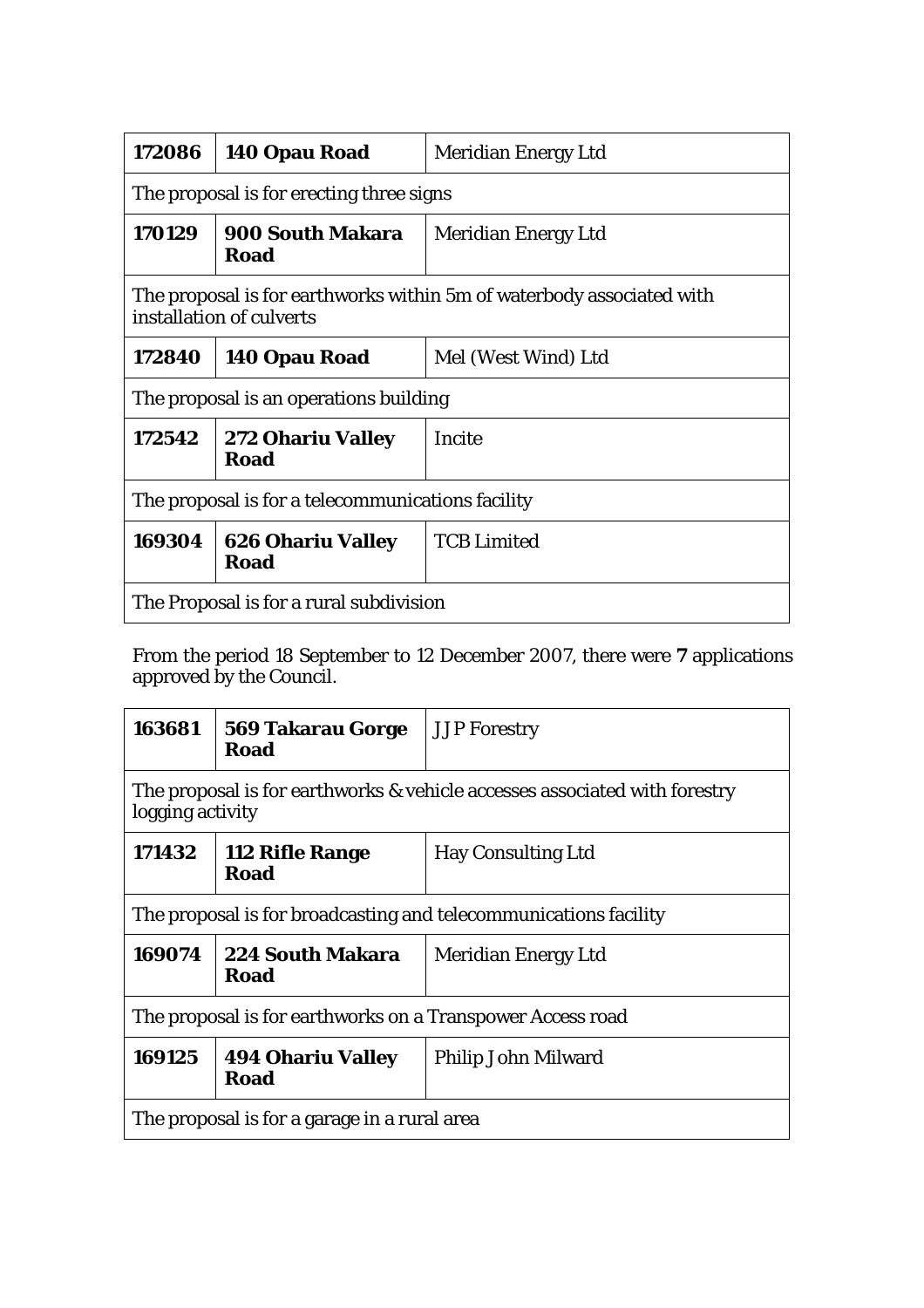| **172086** | **140 Opau Road** | Meridian Energy Ltd |
|---|---|---|
| The proposal is for erecting three signs | | |
| **170129** | **900 South Makara Road** | Meridian Energy Ltd |
| The proposal is for earthworks within 5m of waterbody associated with installation of culverts | | |
| **172840** | **140 Opau Road** | Mel (West Wind) Ltd |
| The proposal is an operations building | | |
| **172542** | **272 Ohariu Valley Road** | Incite |
| The proposal is for a telecommunications facility | | |
| **169304** | **626 Ohariu Valley Road** | TCB Limited |
| The Proposal is for a rural subdivision | | |

From the period 18 September to 12 December 2007, there were **7** applications approved by the Council.

| **163681** | **569 Takarau Gorge Road** | JJP Forestry |
|---|---|---|
| The proposal is for earthworks & vehicle accesses associated with forestry logging activity | | |
| **171432** | **112 Rifle Range Road** | Hay Consulting Ltd |
| The proposal is for broadcasting and telecommunications facility | | |
| **169074** | **224 South Makara Road** | Meridian Energy Ltd |
| The proposal is for earthworks on a Transpower Access road | | |
| **169125** | **494 Ohariu Valley Road** | Philip John Milward |
| The proposal is for a garage in a rural area | | |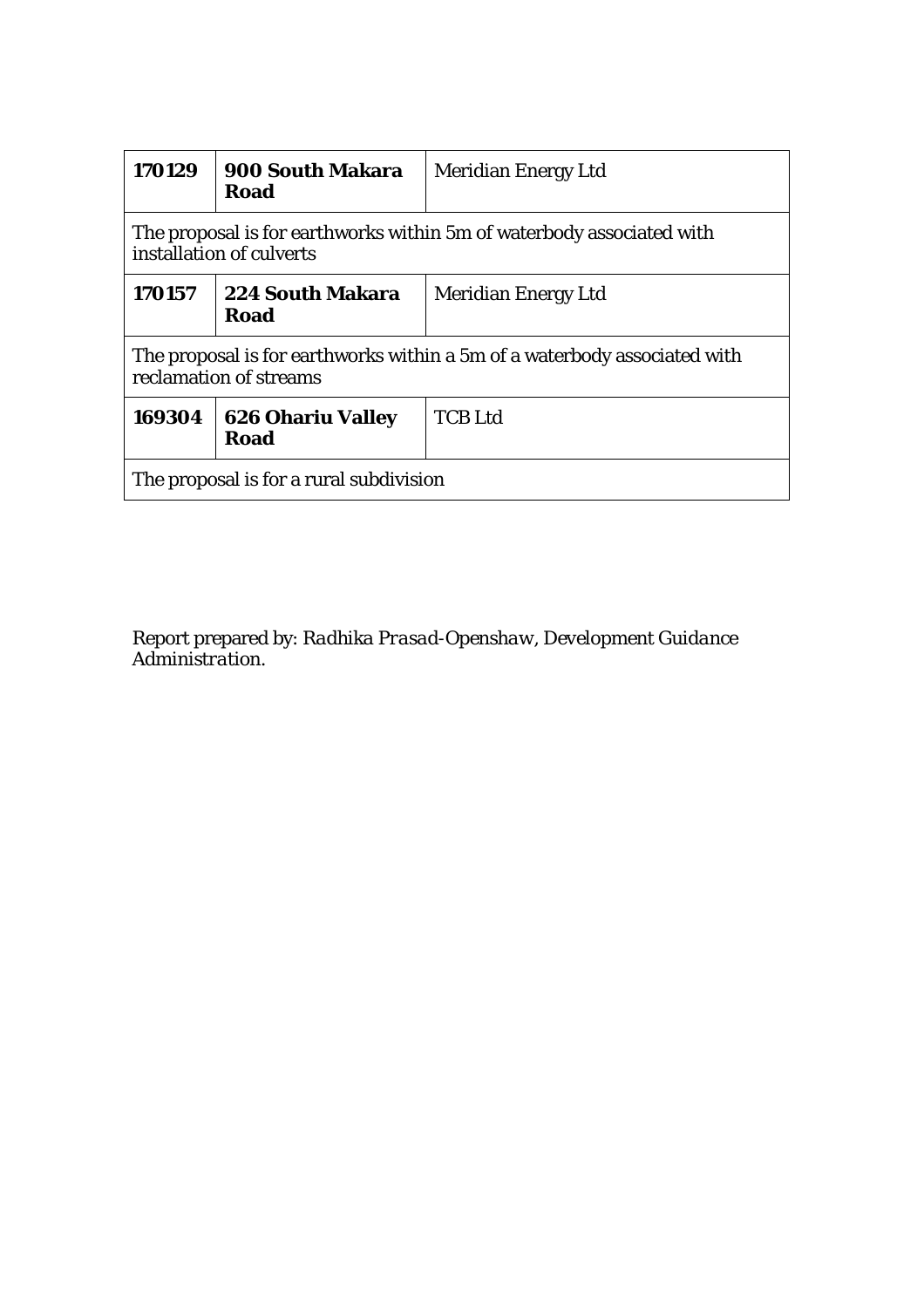| | | |
|---|---|---|
| **170129** | **900 South Makara Road** | Meridian Energy Ltd |
| The proposal is for earthworks within 5m of waterbody associated with installation of culverts | | |
| **170157** | **224 South Makara Road** | Meridian Energy Ltd |
| The proposal is for earthworks within a 5m of a waterbody associated with reclamation of streams | | |
| **169304** | **626 Ohariu Valley Road** | TCB Ltd |
| The proposal is for a rural subdivision | | |

Report prepared by: *Radhika Prasad-Openshaw, Development Guidance Administration.*